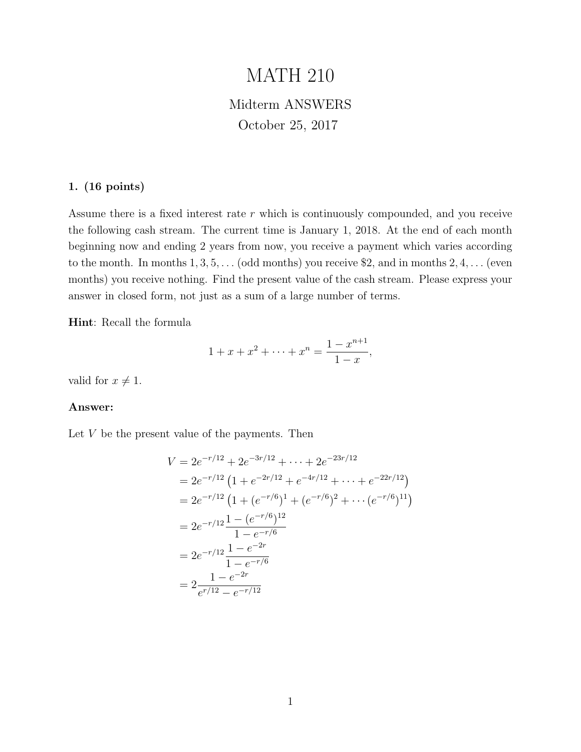# MATH 210

## Midterm ANSWERS

October 25, 2017

**1. (16 points)**

Assume there is a fixed interest rate $r$ which is continuously compounded, and you receive the following cash stream. The current time is January 1, 2018. At the end of each month beginning now and ending 2 years from now, you receive a payment which varies according to the month. In months $1, 3, 5, \dots$ (odd months) you receive \$2, and in months $2, 4, \dots$ (even months) you receive nothing. Find the present value of the cash stream. Please express your answer in closed form, not just as a sum of a large number of terms.

**Hint**: Recall the formula

$$1 + x + x^2 + \cdots + x^n = \frac{1 - x^{n+1}}{1 - x},$$

valid for $x \neq 1$.

**Answer:**

Let $V$ be the present value of the payments. Then

$$\begin{aligned}
V &= 2e^{-r/12} + 2e^{-3r/12} + \cdots + 2e^{-23r/12} \\
&= 2e^{-r/12}\left(1 + e^{-2r/12} + e^{-4r/12} + \cdots + e^{-22r/12}\right) \\
&= 2e^{-r/12}\left(1 + (e^{-r/6})^1 + (e^{-r/6})^2 + \cdots (e^{-r/6})^{11}\right) \\
&= 2e^{-r/12}\frac{1 - (e^{-r/6})^{12}}{1 - e^{-r/6}} \\
&= 2e^{-r/12}\frac{1 - e^{-2r}}{1 - e^{-r/6}} \\
&= 2\frac{1 - e^{-2r}}{e^{r/12} - e^{-r/12}}
\end{aligned}$$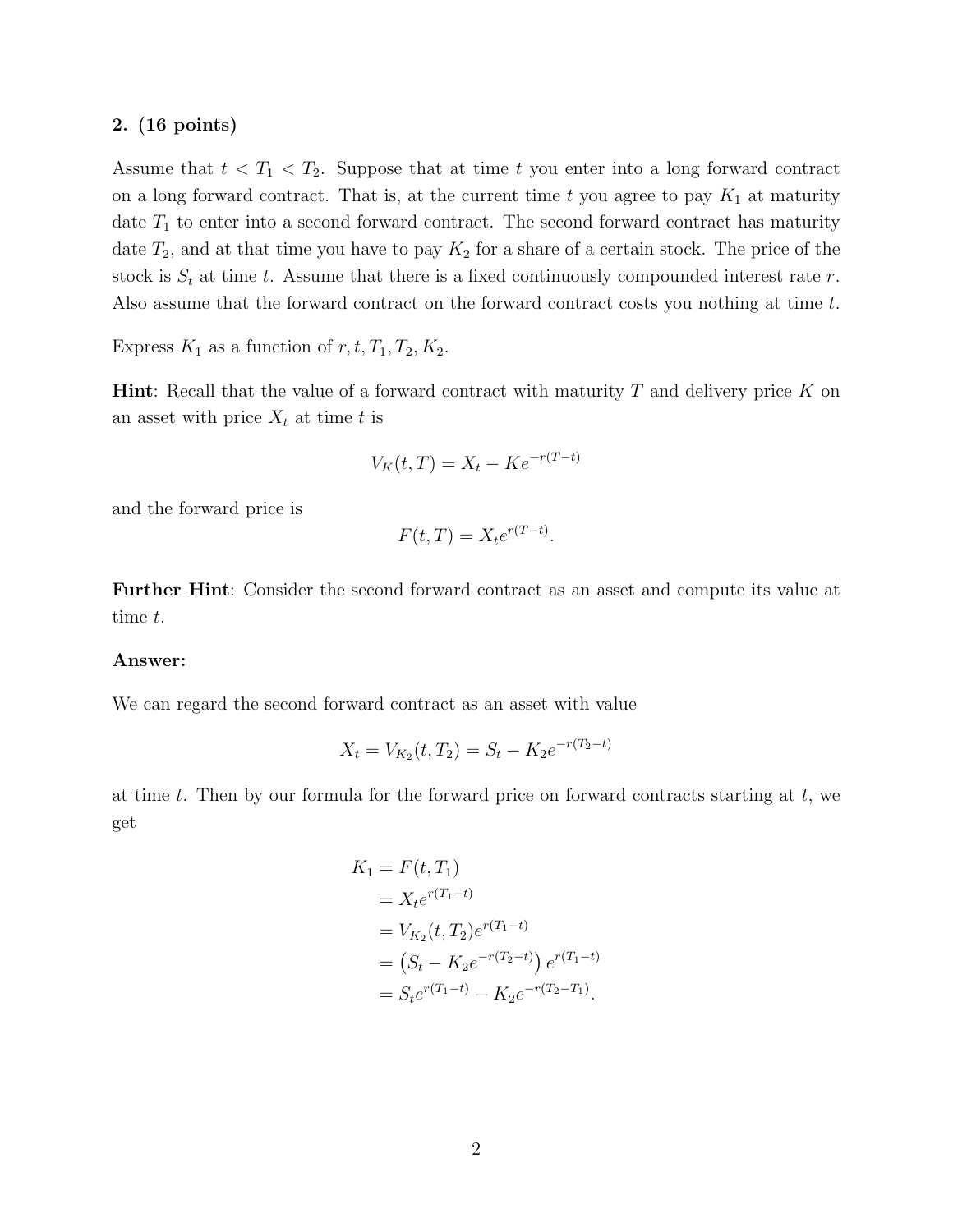**2. (16 points)**

Assume that $t < T_1 < T_2$. Suppose that at time $t$ you enter into a long forward contract on a long forward contract. That is, at the current time $t$ you agree to pay $K_1$ at maturity date $T_1$ to enter into a second forward contract. The second forward contract has maturity date $T_2$, and at that time you have to pay $K_2$ for a share of a certain stock. The price of the stock is $S_t$ at time $t$. Assume that there is a fixed continuously compounded interest rate $r$. Also assume that the forward contract on the forward contract costs you nothing at time $t$.

Express $K_1$ as a function of $r, t, T_1, T_2, K_2$.

**Hint**: Recall that the value of a forward contract with maturity $T$ and delivery price $K$ on an asset with price $X_t$ at time $t$ is

$$V_K(t, T) = X_t - Ke^{-r(T-t)}$$

and the forward price is

$$F(t, T) = X_t e^{r(T-t)}.$$

**Further Hint**: Consider the second forward contract as an asset and compute its value at time $t$.

**Answer:**

We can regard the second forward contract as an asset with value

$$X_t = V_{K_2}(t, T_2) = S_t - K_2 e^{-r(T_2-t)}$$

at time $t$. Then by our formula for the forward price on forward contracts starting at $t$, we get

$$\begin{aligned}
K_1 &= F(t, T_1) \\
&= X_t e^{r(T_1-t)} \\
&= V_{K_2}(t, T_2) e^{r(T_1-t)} \\
&= \left(S_t - K_2 e^{-r(T_2-t)}\right) e^{r(T_1-t)} \\
&= S_t e^{r(T_1-t)} - K_2 e^{-r(T_2-T_1)}.
\end{aligned}$$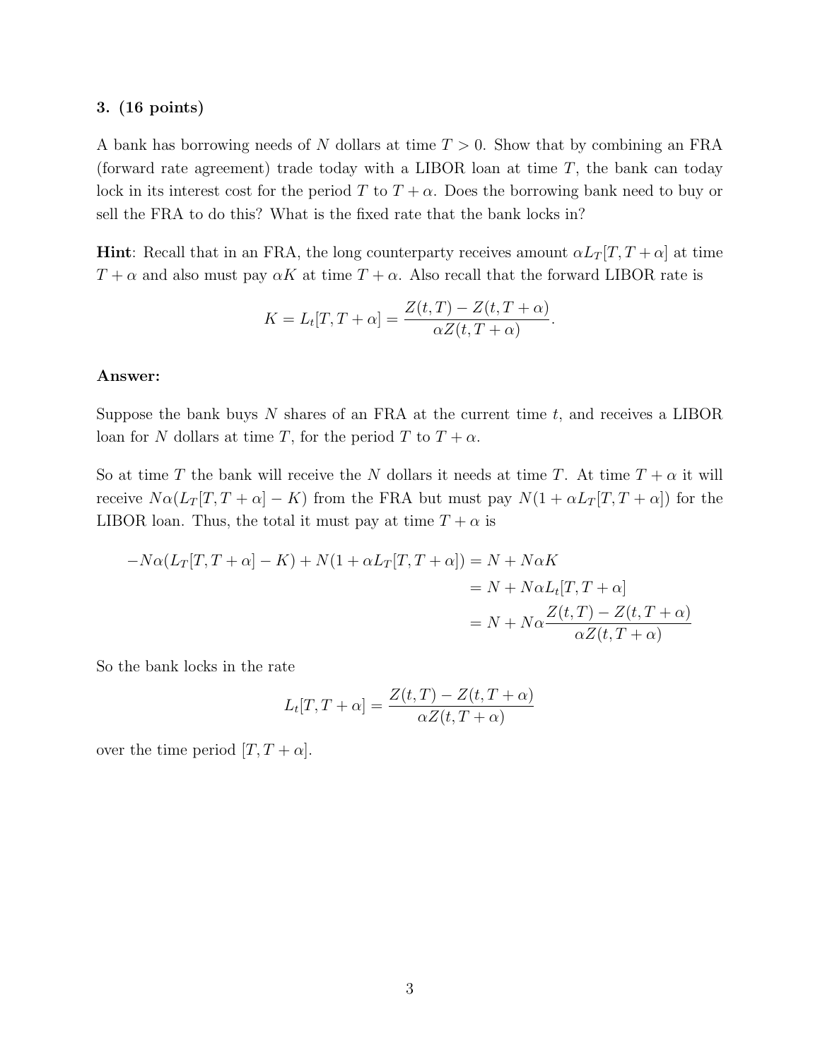**3. (16 points)**

A bank has borrowing needs of $N$ dollars at time $T > 0$. Show that by combining an FRA (forward rate agreement) trade today with a LIBOR loan at time $T$, the bank can today lock in its interest cost for the period $T$ to $T + \alpha$. Does the borrowing bank need to buy or sell the FRA to do this? What is the fixed rate that the bank locks in?

**Hint**: Recall that in an FRA, the long counterparty receives amount $\alpha L_T[T, T+\alpha]$ at time $T + \alpha$ and also must pay $\alpha K$ at time $T + \alpha$. Also recall that the forward LIBOR rate is

$$K = L_t[T, T+\alpha] = \frac{Z(t,T) - Z(t, T+\alpha)}{\alpha Z(t, T+\alpha)}.$$

**Answer:**

Suppose the bank buys $N$ shares of an FRA at the current time $t$, and receives a LIBOR loan for $N$ dollars at time $T$, for the period $T$ to $T + \alpha$.

So at time $T$ the bank will receive the $N$ dollars it needs at time $T$. At time $T + \alpha$ it will receive $N\alpha(L_T[T, T+\alpha] - K)$ from the FRA but must pay $N(1 + \alpha L_T[T, T+\alpha])$ for the LIBOR loan. Thus, the total it must pay at time $T + \alpha$ is

$$\begin{aligned}
-N\alpha(L_T[T, T+\alpha] - K) + N(1 + \alpha L_T[T, T+\alpha]) &= N + N\alpha K \\
&= N + N\alpha L_t[T, T+\alpha] \\
&= N + N\alpha \frac{Z(t,T) - Z(t, T+\alpha)}{\alpha Z(t, T+\alpha)}
\end{aligned}$$

So the bank locks in the rate

$$L_t[T, T+\alpha] = \frac{Z(t,T) - Z(t, T+\alpha)}{\alpha Z(t, T+\alpha)}$$

over the time period $[T, T+\alpha]$.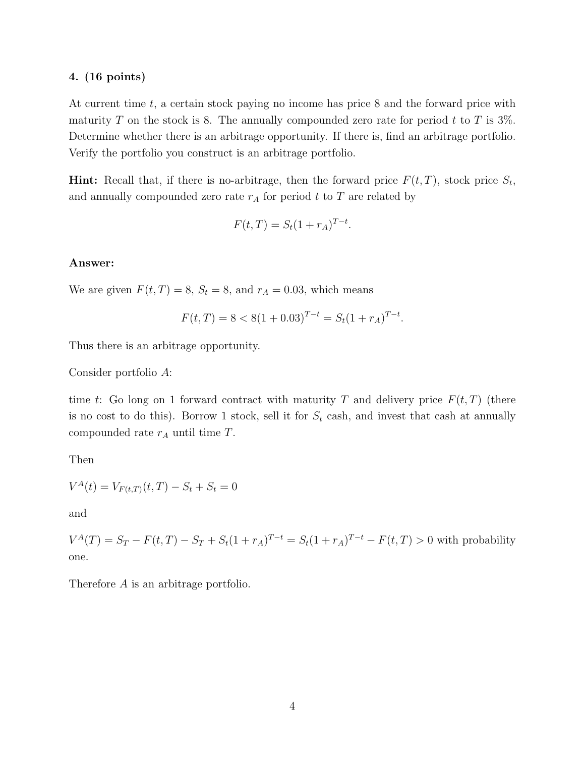**4. (16 points)**

At current time $t$, a certain stock paying no income has price 8 and the forward price with maturity $T$ on the stock is 8. The annually compounded zero rate for period $t$ to $T$ is 3%. Determine whether there is an arbitrage opportunity. If there is, find an arbitrage portfolio. Verify the portfolio you construct is an arbitrage portfolio.

**Hint:** Recall that, if there is no-arbitrage, then the forward price $F(t,T)$, stock price $S_t$, and annually compounded zero rate $r_A$ for period $t$ to $T$ are related by

$$F(t,T) = S_t(1+r_A)^{T-t}.$$

**Answer:**

We are given $F(t,T) = 8$, $S_t = 8$, and $r_A = 0.03$, which means

$$F(t,T) = 8 < 8(1+0.03)^{T-t} = S_t(1+r_A)^{T-t}.$$

Thus there is an arbitrage opportunity.

Consider portfolio $A$:

time $t$: Go long on 1 forward contract with maturity $T$ and delivery price $F(t,T)$ (there is no cost to do this). Borrow 1 stock, sell it for $S_t$ cash, and invest that cash at annually compounded rate $r_A$ until time $T$.

Then

$V^A(t) = V_{F(t,T)}(t,T) - S_t + S_t = 0$

and

$V^A(T) = S_T - F(t,T) - S_T + S_t(1+r_A)^{T-t} = S_t(1+r_A)^{T-t} - F(t,T) > 0$ with probability one.

Therefore $A$ is an arbitrage portfolio.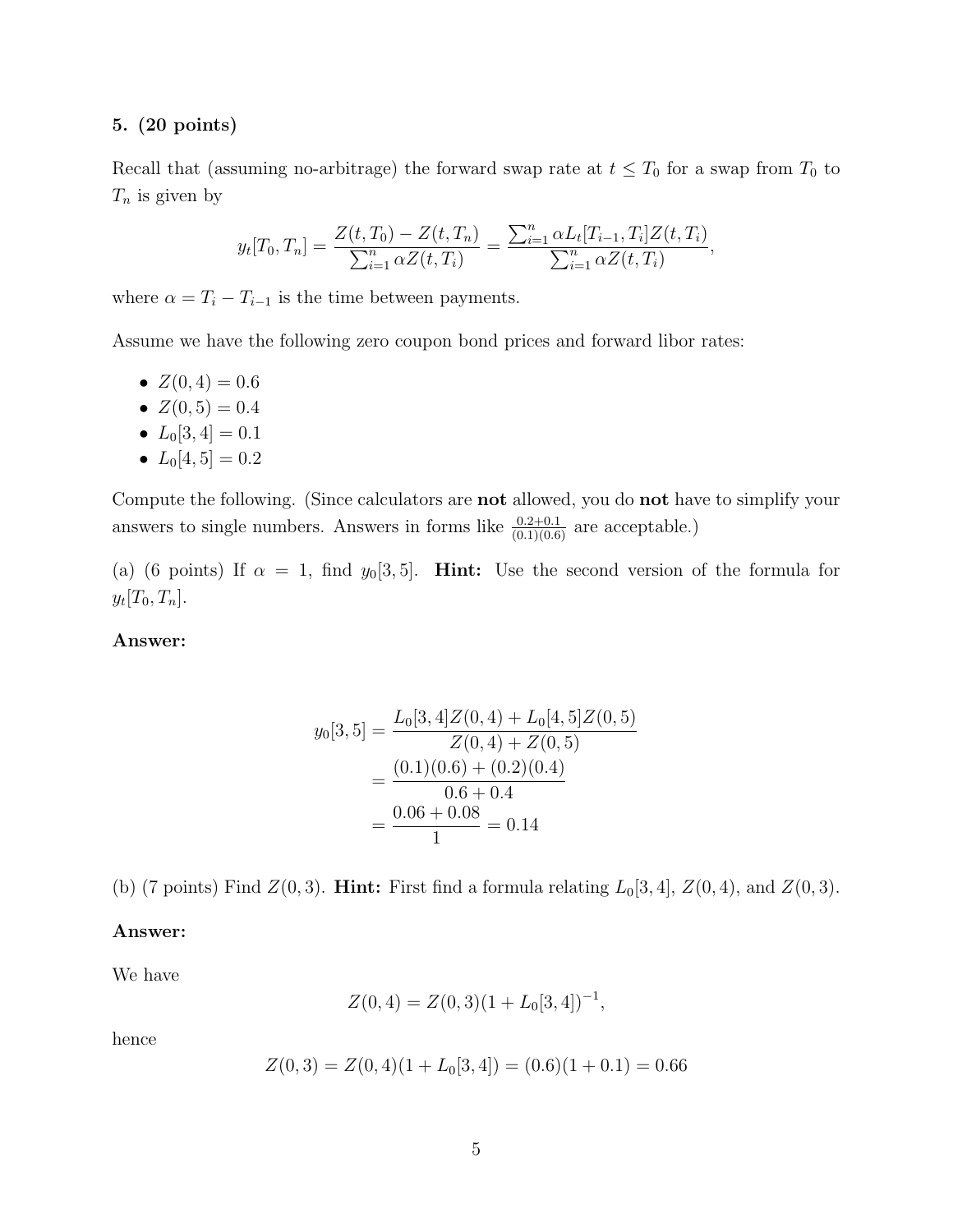**5. (20 points)**

Recall that (assuming no-arbitrage) the forward swap rate at $t \leq T_0$ for a swap from $T_0$ to $T_n$ is given by

$$y_t[T_0, T_n] = \frac{Z(t, T_0) - Z(t, T_n)}{\sum_{i=1}^n \alpha Z(t, T_i)} = \frac{\sum_{i=1}^n \alpha L_t[T_{i-1}, T_i] Z(t, T_i)}{\sum_{i=1}^n \alpha Z(t, T_i)},$$

where $\alpha = T_i - T_{i-1}$ is the time between payments.

Assume we have the following zero coupon bond prices and forward libor rates:

- $Z(0, 4) = 0.6$
- $Z(0, 5) = 0.4$
- $L_0[3, 4] = 0.1$
- $L_0[4, 5] = 0.2$

Compute the following. (Since calculators are **not** allowed, you do **not** have to simplify your answers to single numbers. Answers in forms like $\frac{0.2+0.1}{(0.1)(0.6)}$ are acceptable.)

(a) (6 points) If $\alpha = 1$, find $y_0[3, 5]$. **Hint:** Use the second version of the formula for $y_t[T_0, T_n]$.

**Answer:**

$$\begin{aligned}
y_0[3, 5] &= \frac{L_0[3, 4] Z(0, 4) + L_0[4, 5] Z(0, 5)}{Z(0, 4) + Z(0, 5)} \\
&= \frac{(0.1)(0.6) + (0.2)(0.4)}{0.6 + 0.4} \\
&= \frac{0.06 + 0.08}{1} = 0.14
\end{aligned}$$

(b) (7 points) Find $Z(0, 3)$. **Hint:** First find a formula relating $L_0[3, 4]$, $Z(0, 4)$, and $Z(0, 3)$.

**Answer:**

We have

$$Z(0, 4) = Z(0, 3)(1 + L_0[3, 4])^{-1},$$

hence

$$Z(0, 3) = Z(0, 4)(1 + L_0[3, 4]) = (0.6)(1 + 0.1) = 0.66$$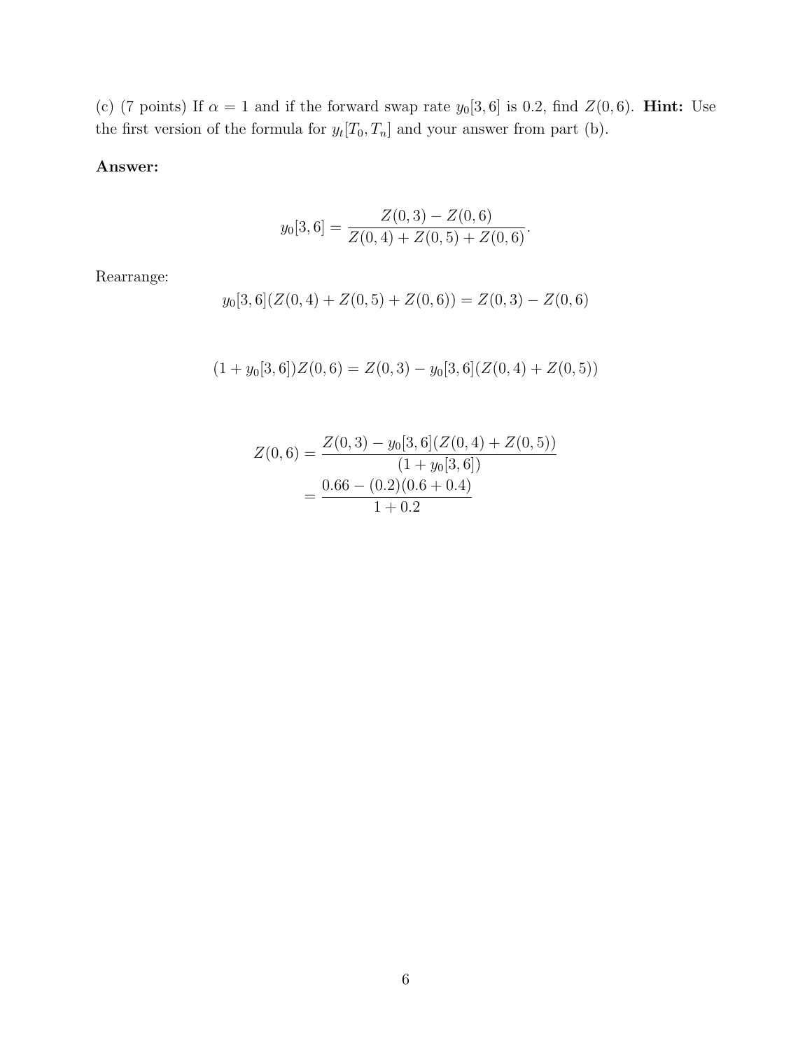(c) (7 points) If $\alpha = 1$ and if the forward swap rate $y_0[3,6]$ is 0.2, find $Z(0,6)$. **Hint:** Use the first version of the formula for $y_t[T_0, T_n]$ and your answer from part (b).

**Answer:**

$$y_0[3,6] = \frac{Z(0,3) - Z(0,6)}{Z(0,4) + Z(0,5) + Z(0,6)}.$$

Rearrange:

$$y_0[3,6](Z(0,4) + Z(0,5) + Z(0,6)) = Z(0,3) - Z(0,6)$$

$$(1 + y_0[3,6])Z(0,6) = Z(0,3) - y_0[3,6](Z(0,4) + Z(0,5))$$

$$\begin{aligned} Z(0,6) &= \frac{Z(0,3) - y_0[3,6](Z(0,4) + Z(0,5))}{(1 + y_0[3,6])} \\ &= \frac{0.66 - (0.2)(0.6 + 0.4)}{1 + 0.2} \end{aligned}$$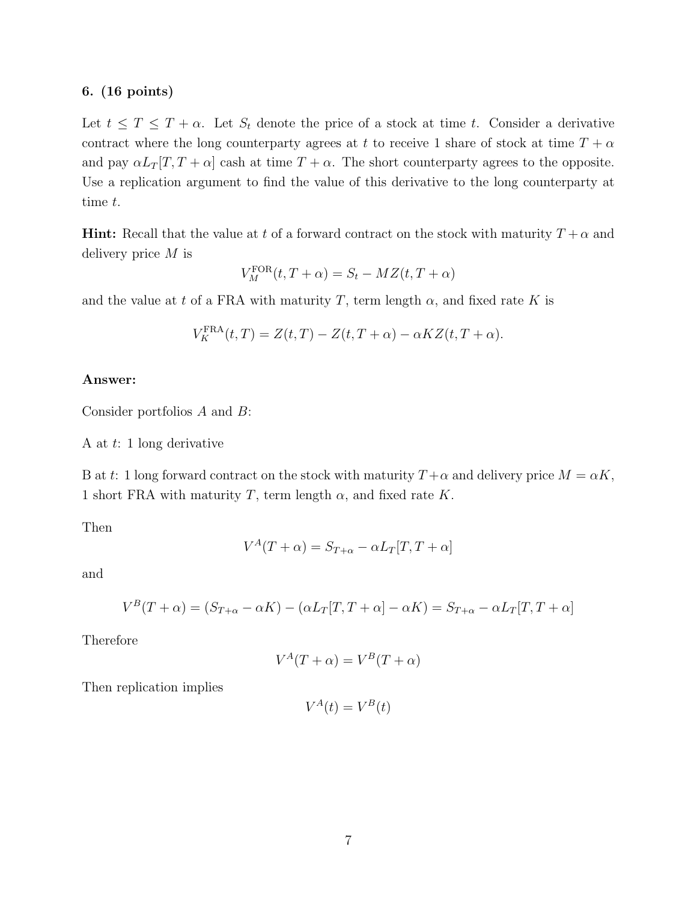**6. (16 points)**

Let $t \leq T \leq T + \alpha$. Let $S_t$ denote the price of a stock at time $t$. Consider a derivative contract where the long counterparty agrees at $t$ to receive 1 share of stock at time $T + \alpha$ and pay $\alpha L_T[T, T + \alpha]$ cash at time $T + \alpha$. The short counterparty agrees to the opposite. Use a replication argument to find the value of this derivative to the long counterparty at time $t$.

**Hint:** Recall that the value at $t$ of a forward contract on the stock with maturity $T + \alpha$ and delivery price $M$ is

$$V_M^{\text{FOR}}(t, T + \alpha) = S_t - MZ(t, T + \alpha)$$

and the value at $t$ of a FRA with maturity $T$, term length $\alpha$, and fixed rate $K$ is

$$V_K^{\text{FRA}}(t, T) = Z(t, T) - Z(t, T + \alpha) - \alpha K Z(t, T + \alpha).$$

**Answer:**

Consider portfolios $A$ and $B$:

A at $t$: 1 long derivative

B at $t$: 1 long forward contract on the stock with maturity $T+\alpha$ and delivery price $M = \alpha K$, 1 short FRA with maturity $T$, term length $\alpha$, and fixed rate $K$.

Then

$$V^A(T + \alpha) = S_{T+\alpha} - \alpha L_T[T, T + \alpha]$$

and

$$V^B(T + \alpha) = (S_{T+\alpha} - \alpha K) - (\alpha L_T[T, T + \alpha] - \alpha K) = S_{T+\alpha} - \alpha L_T[T, T + \alpha]$$

Therefore

$$V^A(T + \alpha) = V^B(T + \alpha)$$

Then replication implies

$$V^A(t) = V^B(t)$$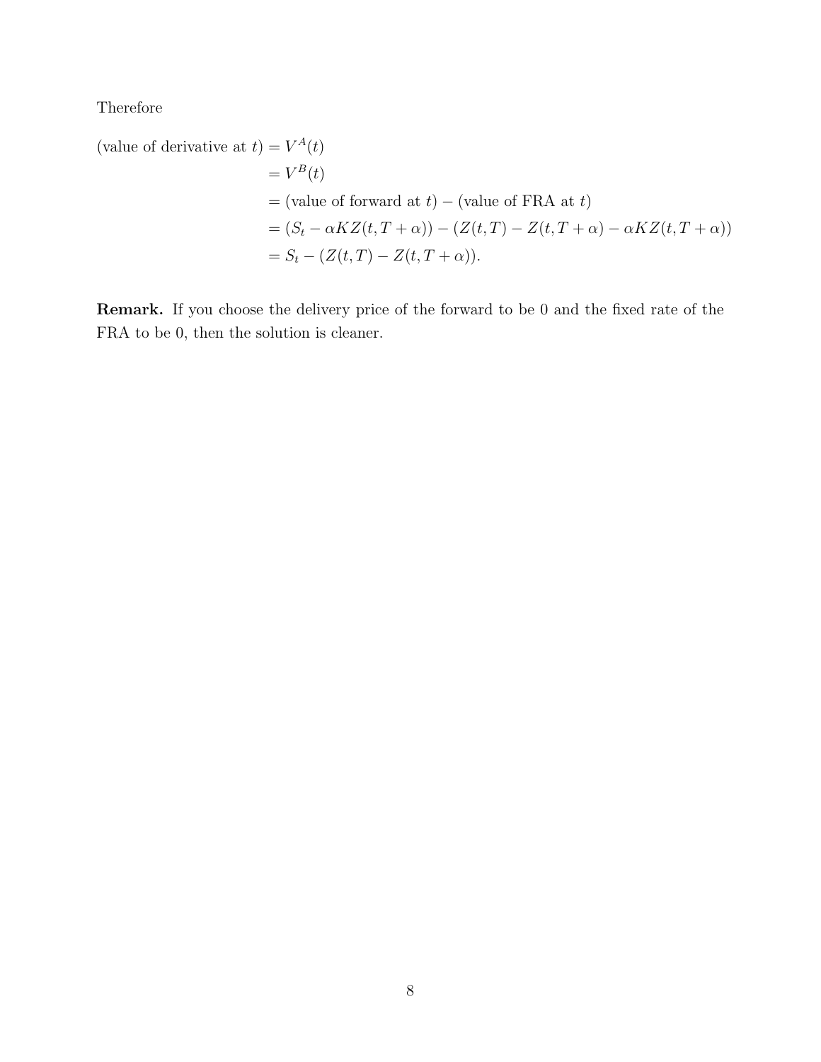Therefore

$$
\begin{aligned}
\text{(value of derivative at } t) &= V^A(t) \\
&= V^B(t) \\
&= \text{(value of forward at } t) - \text{(value of FRA at } t) \\
&= (S_t - \alpha K Z(t, T+\alpha)) - (Z(t,T) - Z(t, T+\alpha) - \alpha K Z(t, T+\alpha)) \\
&= S_t - (Z(t,T) - Z(t, T+\alpha)).
\end{aligned}
$$

**Remark.** If you choose the delivery price of the forward to be 0 and the fixed rate of the FRA to be 0, then the solution is cleaner.